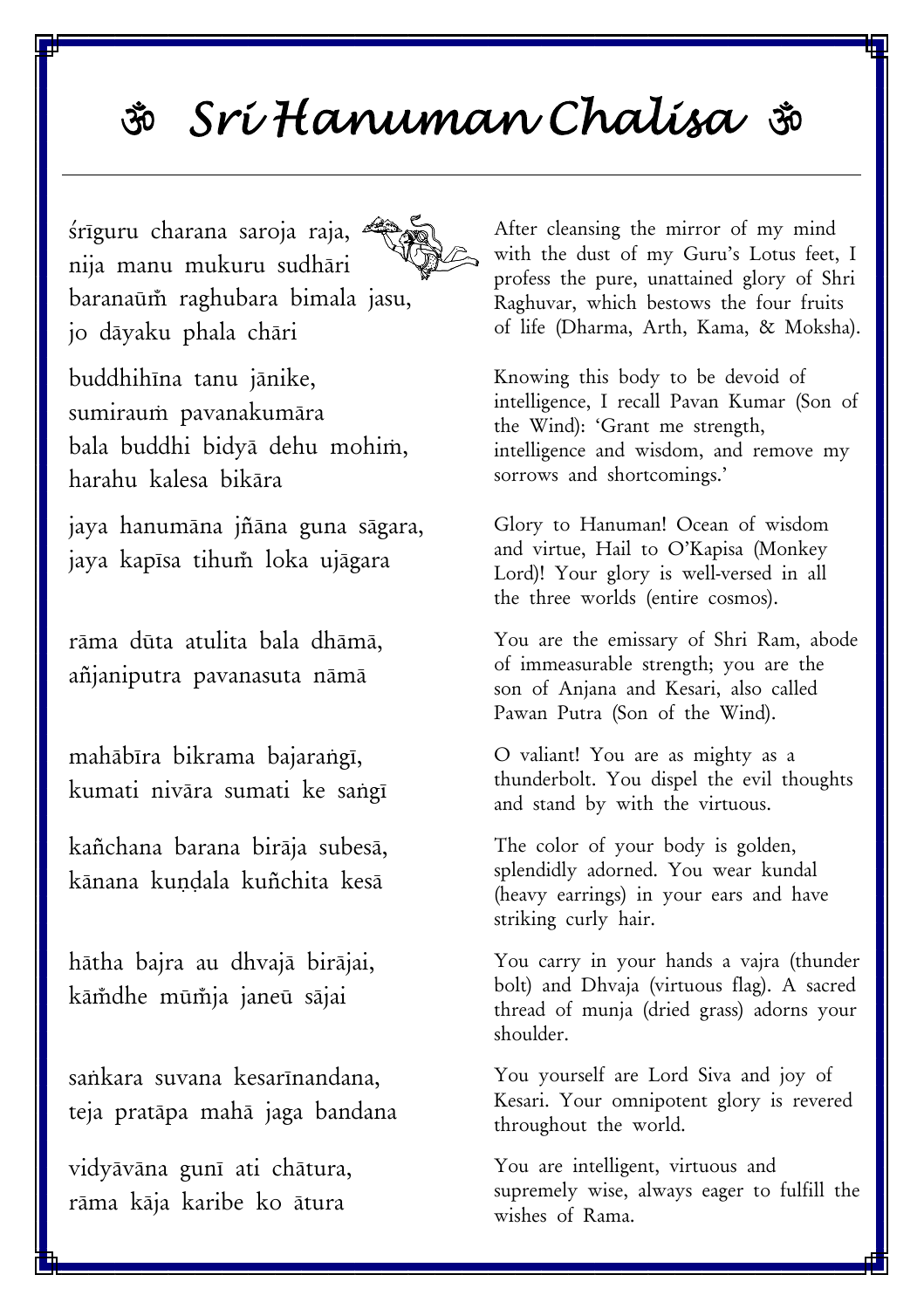# ॐ Sri Hanuman Chalisa ॐ

---

| | |
|---|---|
| śrīguru charana saroja raja,<br>nija manu mukuru sudhāri<br>baranaūm̐ raghubara bimala jasu,<br>jo dāyaku phala chāri | After cleansing the mirror of my mind with the dust of my Guru's Lotus feet, I profess the pure, unattained glory of Shri Raghuvar, which bestows the four fruits of life (Dharma, Arth, Kama, & Moksha). |
| buddhihīna tanu jānike,<br>sumiraum̐ pavanakumāra<br>bala buddhi bidyā dehu mohim̐,<br>harahu kalesa bikāra | Knowing this body to be devoid of intelligence, I recall Pavan Kumar (Son of the Wind): 'Grant me strength, intelligence and wisdom, and remove my sorrows and shortcomings.' |
| jaya hanumāna jñāna guna sāgara,<br>jaya kapīsa tihum̐ loka ujāgara | Glory to Hanuman! Ocean of wisdom and virtue, Hail to O'Kapisa (Monkey Lord)! Your glory is well-versed in all the three worlds (entire cosmos). |
| rāma dūta atulita bala dhāmā,<br>añjaniputra pavanasuta nāmā | You are the emissary of Shri Ram, abode of immeasurable strength; you are the son of Anjana and Kesari, also called Pawan Putra (Son of the Wind). |
| mahābīra bikrama bajaraṅgī,<br>kumati nivāra sumati ke saṅgī | O valiant! You are as mighty as a thunderbolt. You dispel the evil thoughts and stand by with the virtuous. |
| kañchana barana birāja subesā,<br>kānana kuṇḍala kuñchita kesā | The color of your body is golden, splendidly adorned. You wear kundal (heavy earrings) in your ears and have striking curly hair. |
| hātha bajra au dhvajā birājai,<br>kām̐dhe mūm̐ja janeū sājai | You carry in your hands a vajra (thunder bolt) and Dhvaja (virtuous flag). A sacred thread of munja (dried grass) adorns your shoulder. |
| saṅkara suvana kesarīnandana,<br>teja pratāpa mahā jaga bandana | You yourself are Lord Siva and joy of Kesari. Your omnipotent glory is revered throughout the world. |
| vidyāvāna gunī ati chātura,<br>rāma kāja karibe ko ātura | You are intelligent, virtuous and supremely wise, always eager to fulfill the wishes of Rama. |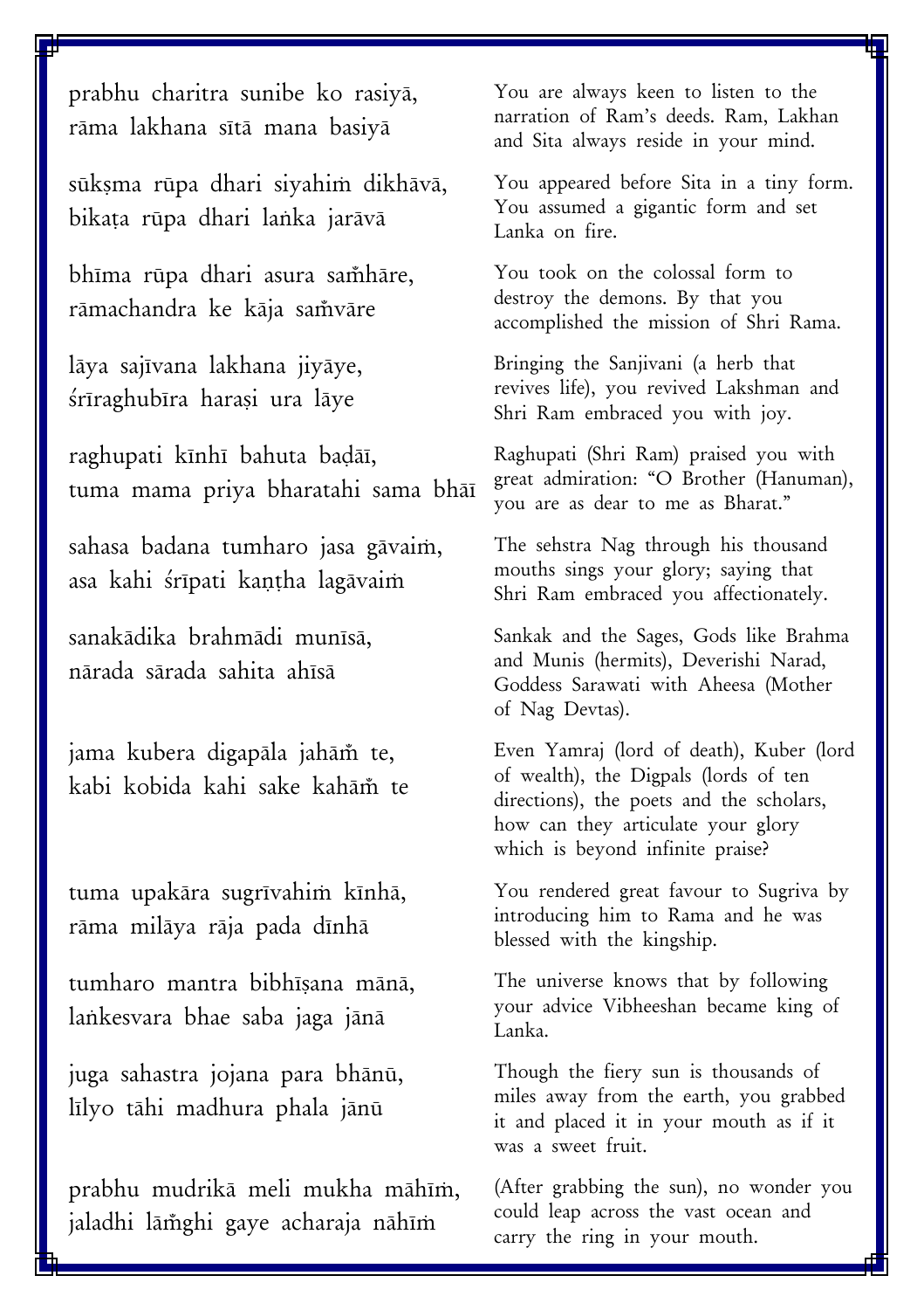| | |
|---|---|
| prabhu charitra sunibe ko rasiyā,<br>rāma lakhana sītā mana basiyā | You are always keen to listen to the narration of Ram's deeds. Ram, Lakhan and Sita always reside in your mind. |
| sūkṣma rūpa dhari siyahiṁ dikhāvā,<br>bikaṭa rūpa dhari laṅka jarāvā | You appeared before Sita in a tiny form. You assumed a gigantic form and set Lanka on fire. |
| bhīma rūpa dhari asura saṁ̐hāre,<br>rāmachandra ke kāja saṁ̐vāre | You took on the colossal form to destroy the demons. By that you accomplished the mission of Shri Rama. |
| lāya sajīvana lakhana jiyāye,<br>śrīraghubīra harași ura lāye | Bringing the Sanjivani (a herb that revives life), you revived Lakshman and Shri Ram embraced you with joy. |
| raghupati kīnhī bahuta baḍāī,<br>tuma mama priya bharatahi sama bhāī | Raghupati (Shri Ram) praised you with great admiration: "O Brother (Hanuman), you are as dear to me as Bharat." |
| sahasa badana tumharo jasa gāvaiṁ,<br>asa kahi śrīpati kaṇṭha lagāvaiṁ | The sehstra Nag through his thousand mouths sings your glory; saying that Shri Ram embraced you affectionately. |
| sanakādika brahmādi munīsā,<br>nārada sārada sahita ahīsā | Sankak and the Sages, Gods like Brahma and Munis (hermits), Deverishi Narad, Goddess Sarawati with Aheesa (Mother of Nag Devtas). |
| jama kubera digapāla jahāṁ̐ te,<br>kabi kobida kahi sake kahāṁ̐ te | Even Yamraj (lord of death), Kuber (lord of wealth), the Digpals (lords of ten directions), the poets and the scholars, how can they articulate your glory which is beyond infinite praise? |
| tuma upakāra sugrīvahiṁ kīnhā,<br>rāma milāya rāja pada dīnhā | You rendered great favour to Sugriva by introducing him to Rama and he was blessed with the kingship. |
| tumharo mantra bibhīṣana mānā,<br>laṅkesvara bhae saba jaga jānā | The universe knows that by following your advice Vibheeshan became king of Lanka. |
| juga sahastra jojana para bhānū,<br>līlyo tāhi madhura phala jānū | Though the fiery sun is thousands of miles away from the earth, you grabbed it and placed it in your mouth as if it was a sweet fruit. |
| prabhu mudrikā meli mukha māhīṁ,<br>jaladhi lāṁ̐ghi gaye acharaja nāhīṁ | (After grabbing the sun), no wonder you could leap across the vast ocean and carry the ring in your mouth. |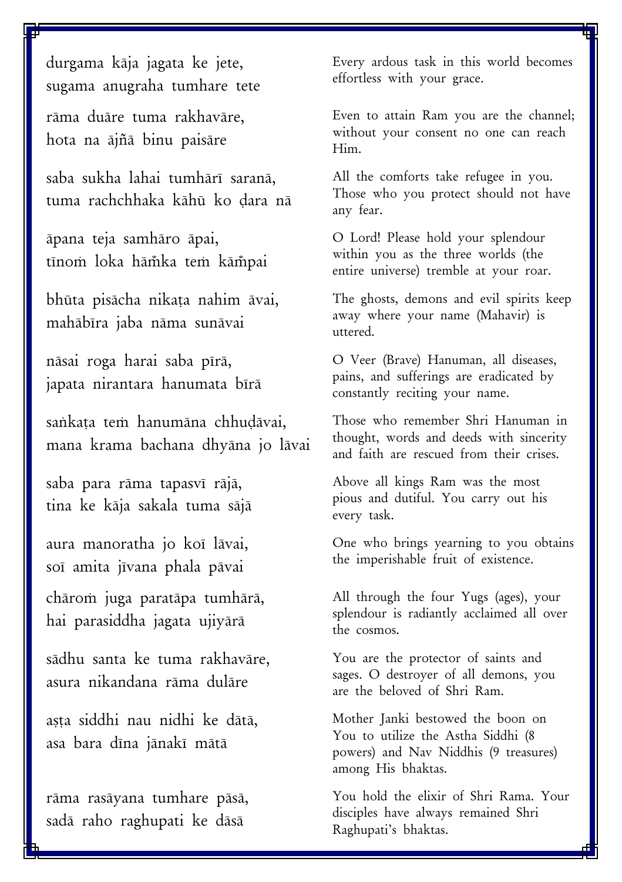| | |
|---|---|
| durgama kāja jagata ke jete,<br>sugama anugraha tumhare tete | Every ardous task in this world becomes effortless with your grace. |
| rāma duāre tuma rakhavāre,<br>hota na ājñā binu paisāre | Even to attain Ram you are the channel; without your consent no one can reach Him. |
| saba sukha lahai tumhārī saranā,<br>tuma rachchhaka kāhū ko ḍara nā | All the comforts take refugee in you. Those who you protect should not have any fear. |
| āpana teja samhāro āpai,<br>tīnoṁ loka hāṅka teṁ kāṅpai | O Lord! Please hold your splendour within you as the three worlds (the entire universe) tremble at your roar. |
| bhūta pisācha nikaṭa nahim āvai,<br>mahābīra jaba nāma sunāvai | The ghosts, demons and evil spirits keep away where your name (Mahavir) is uttered. |
| nāsai roga harai saba pīrā,<br>japata nirantara hanumata bīrā | O Veer (Brave) Hanuman, all diseases, pains, and sufferings are eradicated by constantly reciting your name. |
| saṅkaṭa teṁ hanumāna chhuḍāvai,<br>mana krama bachana dhyāna jo lāvai | Those who remember Shri Hanuman in thought, words and deeds with sincerity and faith are rescued from their crises. |
| saba para rāma tapasvī rājā,<br>tina ke kāja sakala tuma sājā | Above all kings Ram was the most pious and dutiful. You carry out his every task. |
| aura manoratha jo koī lāvai,<br>soī amita jīvana phala pāvai | One who brings yearning to you obtains the imperishable fruit of existence. |
| chāroṁ juga paratāpa tumhārā,<br>hai parasiddha jagata ujiyārā | All through the four Yugs (ages), your splendour is radiantly acclaimed all over the cosmos. |
| sādhu santa ke tuma rakhavāre,<br>asura nikandana rāma dulāre | You are the protector of saints and sages. O destroyer of all demons, you are the beloved of Shri Ram. |
| aṣṭa siddhi nau nidhi ke dātā,<br>asa bara dīna jānakī mātā | Mother Janki bestowed the boon on You to utilize the Astha Siddhi (8 powers) and Nav Niddhis (9 treasures) among His bhaktas. |
| rāma rasāyana tumhare pāsā,<br>sadā raho raghupati ke dāsā | You hold the elixir of Shri Rama. Your disciples have always remained Shri Raghupati's bhaktas. |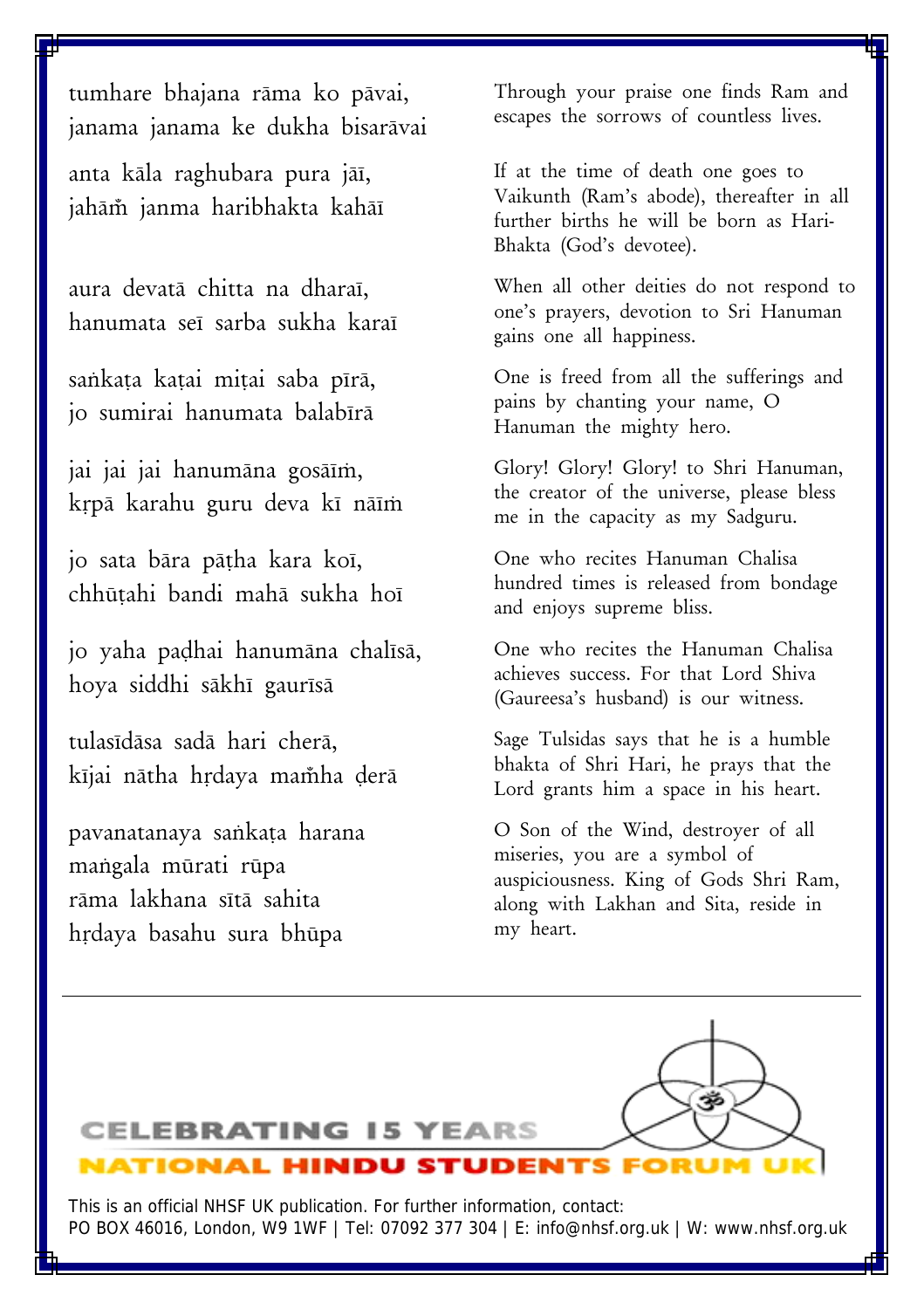tumhare bhajana rāma ko pāvai,
janama janama ke dukha bisarāvai

Through your praise one finds Ram and escapes the sorrows of countless lives.

anta kāla raghubara pura jāī,
jahāṁ janma haribhakta kahāī

If at the time of death one goes to Vaikunth (Ram's abode), thereafter in all further births he will be born as Hari-Bhakta (God's devotee).

aura devatā chitta na dharaī,
hanumata seī sarba sukha karaī

When all other deities do not respond to one's prayers, devotion to Sri Hanuman gains one all happiness.

saṅkaṭa kaṭai miṭai saba pīrā,
jo sumirai hanumata balabīrā

One is freed from all the sufferings and pains by chanting your name, O Hanuman the mighty hero.

jai jai jai hanumāna gosāīṁ,
kṛpā karahu guru deva kī nāīṁ

Glory! Glory! Glory! to Shri Hanuman, the creator of the universe, please bless me in the capacity as my Sadguru.

jo sata bāra pāṭha kara koī,
chhūṭahi bandi mahā sukha hoī

One who recites Hanuman Chalisa hundred times is released from bondage and enjoys supreme bliss.

jo yaha paḍhai hanumāna chalīsā,
hoya siddhi sākhī gaurīsā

One who recites the Hanuman Chalisa achieves success. For that Lord Shiva (Gaureesa's husband) is our witness.

tulasīdāsa sadā hari cherā,
kījai nātha hṛdaya maṁha ḍerā

Sage Tulsidas says that he is a humble bhakta of Shri Hari, he prays that the Lord grants him a space in his heart.

pavanatanaya saṅkaṭa harana
maṅgala mūrati rūpa
rāma lakhana sītā sahita
hṛdaya basahu sura bhūpa

O Son of the Wind, destroyer of all miseries, you are a symbol of auspiciousness. King of Gods Shri Ram, along with Lakhan and Sita, reside in my heart.

---

CELEBRATING 15 YEARS

NATIONAL HINDU STUDENTS FORUM UK

This is an official NHSF UK publication. For further information, contact:
PO BOX 46016, London, W9 1WF | Tel: 07092 377 304 | E: info@nhsf.org.uk | W: www.nhsf.org.uk